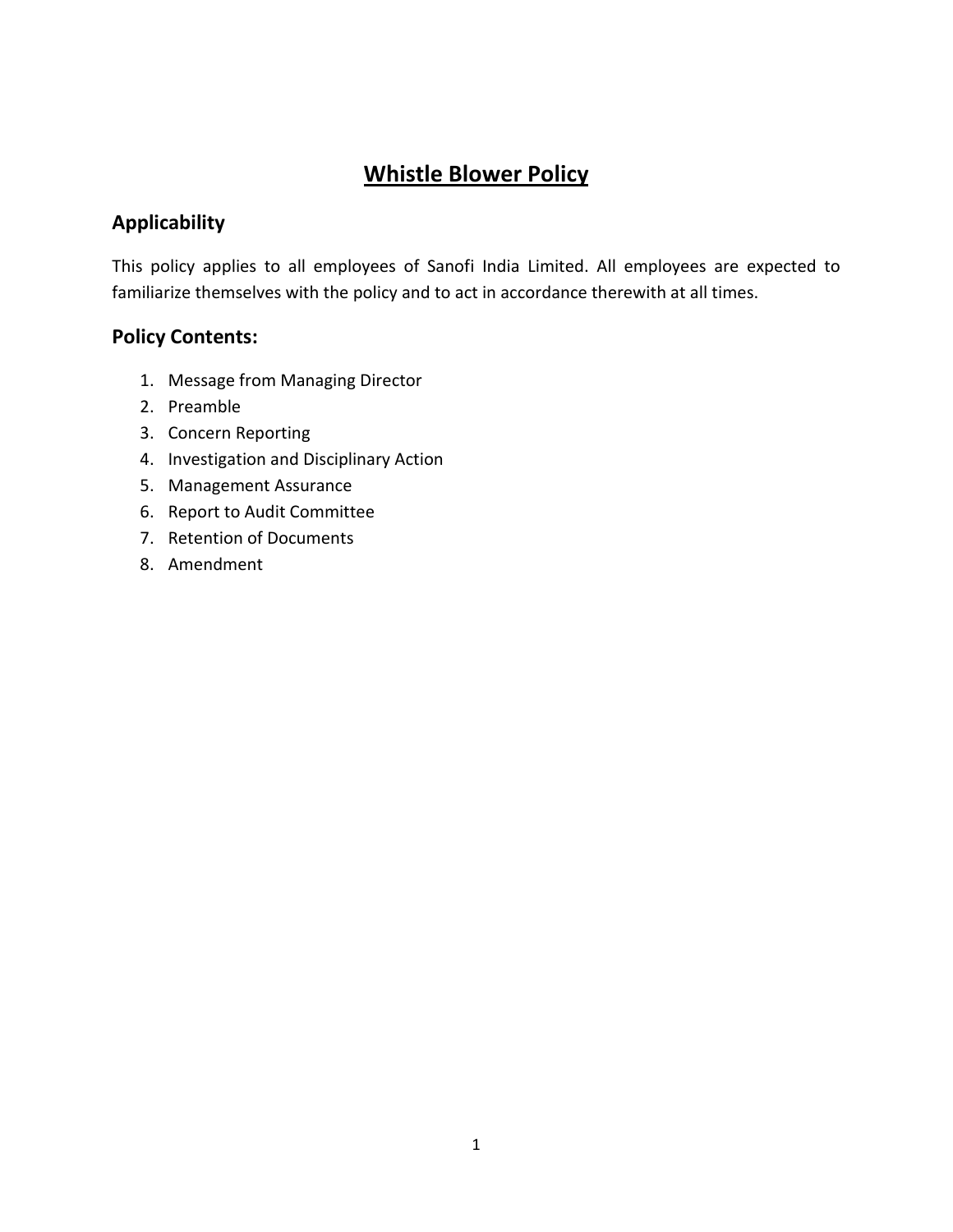# Whistle Blower Policy

## Applicability

This policy applies to all employees of Sanofi India Limited. All employees are expected to familiarize themselves with the policy and to act in accordance therewith at all times.

## Policy Contents:

1. Message from Managing Director
2. Preamble
3. Concern Reporting
4. Investigation and Disciplinary Action
5. Management Assurance
6. Report to Audit Committee
7. Retention of Documents
8. Amendment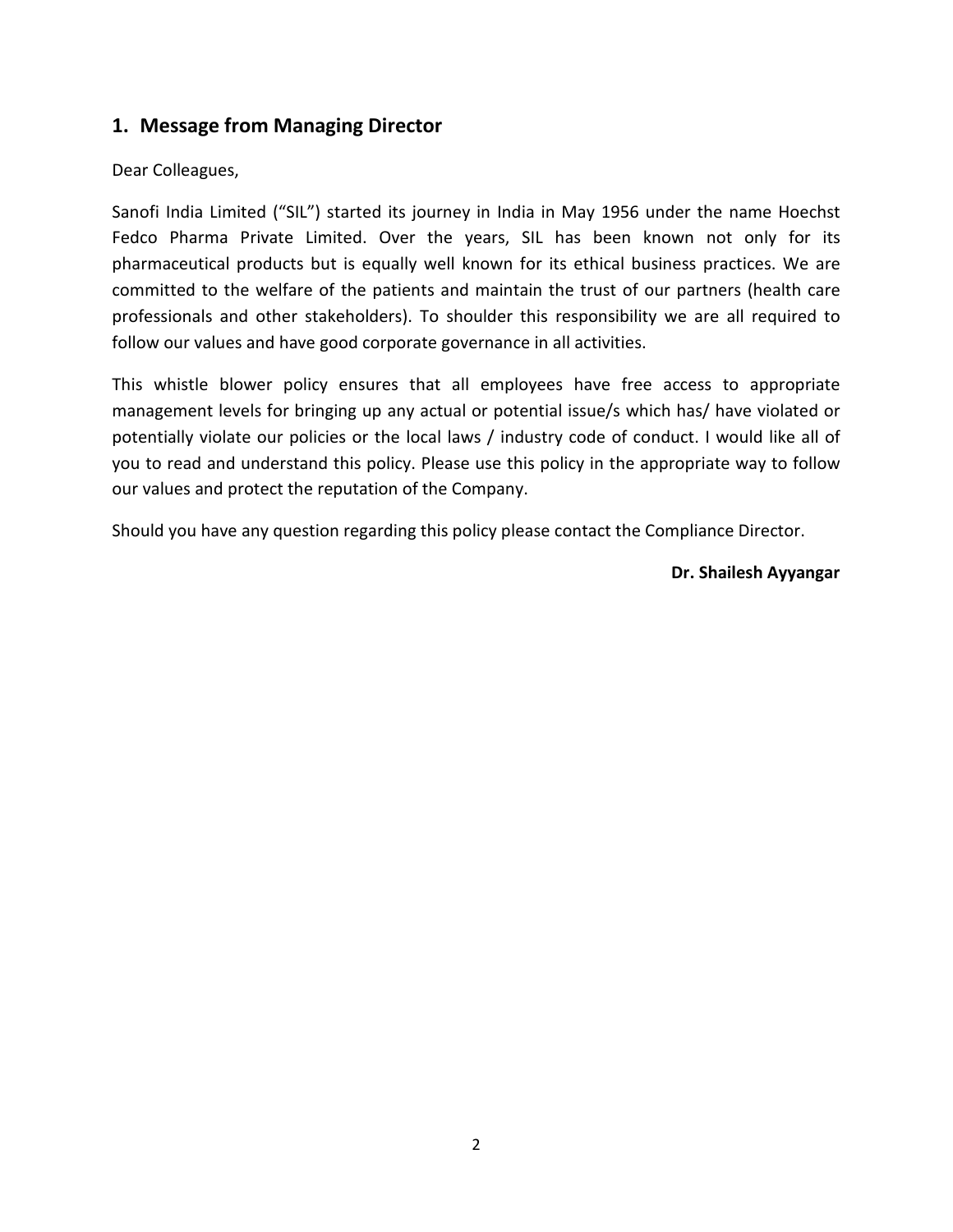## 1. Message from Managing Director

Dear Colleagues,

Sanofi India Limited ("SIL") started its journey in India in May 1956 under the name Hoechst Fedco Pharma Private Limited. Over the years, SIL has been known not only for its pharmaceutical products but is equally well known for its ethical business practices. We are committed to the welfare of the patients and maintain the trust of our partners (health care professionals and other stakeholders). To shoulder this responsibility we are all required to follow our values and have good corporate governance in all activities.

This whistle blower policy ensures that all employees have free access to appropriate management levels for bringing up any actual or potential issue/s which has/ have violated or potentially violate our policies or the local laws / industry code of conduct. I would like all of you to read and understand this policy. Please use this policy in the appropriate way to follow our values and protect the reputation of the Company.

Should you have any question regarding this policy please contact the Compliance Director.

**Dr. Shailesh Ayyangar**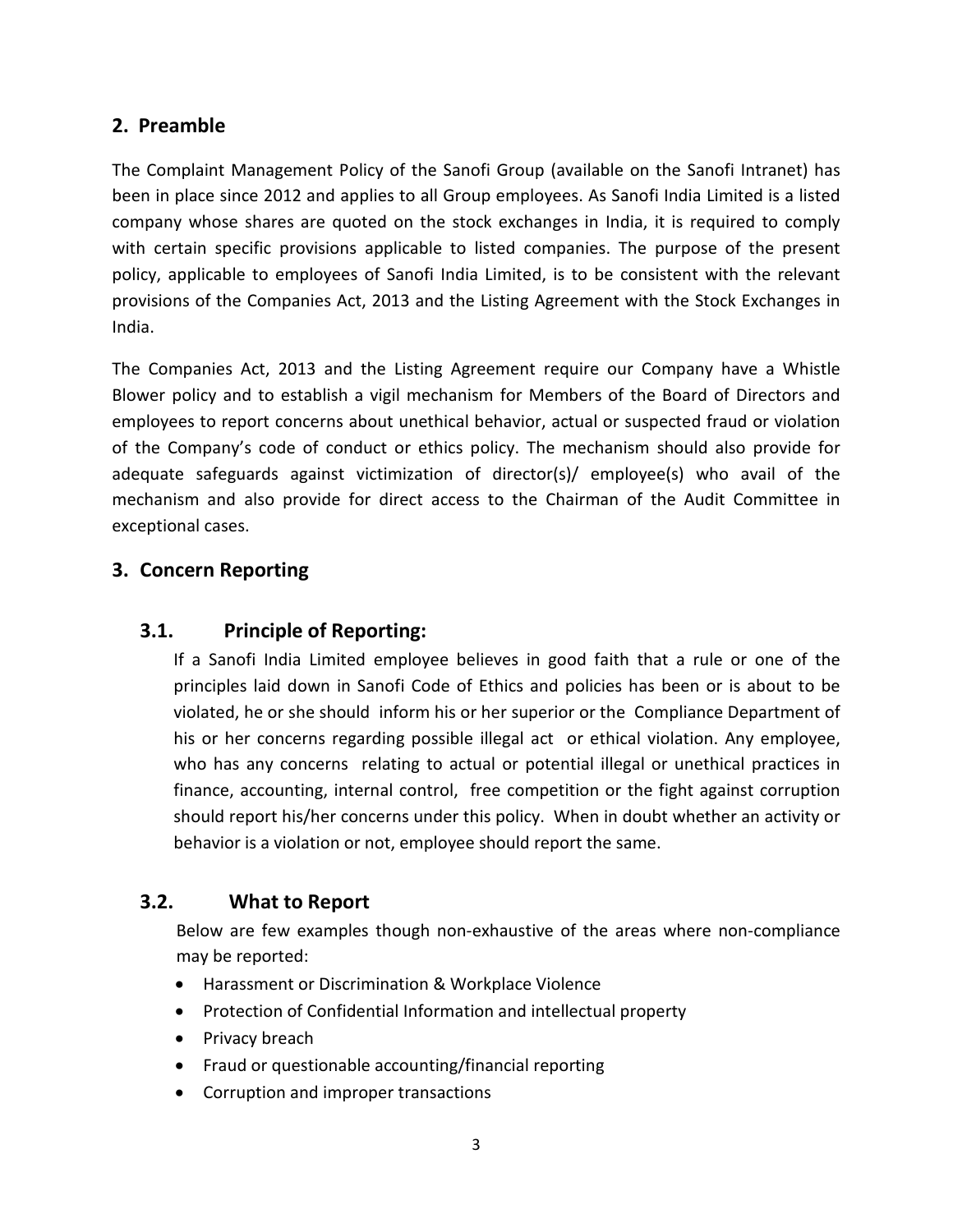## 2. Preamble

The Complaint Management Policy of the Sanofi Group (available on the Sanofi Intranet) has been in place since 2012 and applies to all Group employees. As Sanofi India Limited is a listed company whose shares are quoted on the stock exchanges in India, it is required to comply with certain specific provisions applicable to listed companies. The purpose of the present policy, applicable to employees of Sanofi India Limited, is to be consistent with the relevant provisions of the Companies Act, 2013 and the Listing Agreement with the Stock Exchanges in India.

The Companies Act, 2013 and the Listing Agreement require our Company have a Whistle Blower policy and to establish a vigil mechanism for Members of the Board of Directors and employees to report concerns about unethical behavior, actual or suspected fraud or violation of the Company's code of conduct or ethics policy. The mechanism should also provide for adequate safeguards against victimization of director(s)/ employee(s) who avail of the mechanism and also provide for direct access to the Chairman of the Audit Committee in exceptional cases.

## 3. Concern Reporting

### 3.1. Principle of Reporting:

If a Sanofi India Limited employee believes in good faith that a rule or one of the principles laid down in Sanofi Code of Ethics and policies has been or is about to be violated, he or she should inform his or her superior or the Compliance Department of his or her concerns regarding possible illegal act or ethical violation. Any employee, who has any concerns relating to actual or potential illegal or unethical practices in finance, accounting, internal control, free competition or the fight against corruption should report his/her concerns under this policy. When in doubt whether an activity or behavior is a violation or not, employee should report the same.

### 3.2. What to Report

Below are few examples though non-exhaustive of the areas where non-compliance may be reported:

- Harassment or Discrimination & Workplace Violence
- Protection of Confidential Information and intellectual property
- Privacy breach
- Fraud or questionable accounting/financial reporting
- Corruption and improper transactions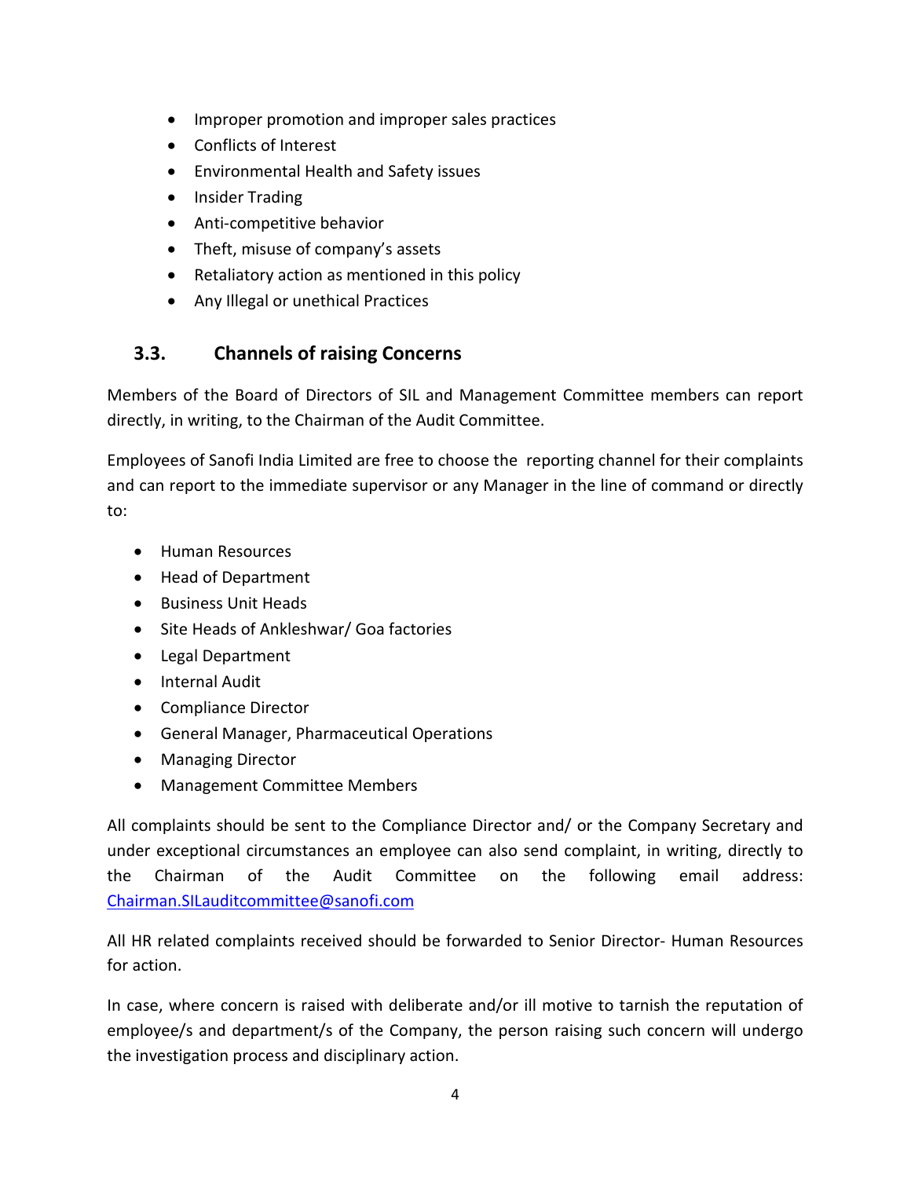- Improper promotion and improper sales practices
- Conflicts of Interest
- Environmental Health and Safety issues
- Insider Trading
- Anti-competitive behavior
- Theft, misuse of company's assets
- Retaliatory action as mentioned in this policy
- Any Illegal or unethical Practices

## 3.3. Channels of raising Concerns

Members of the Board of Directors of SIL and Management Committee members can report directly, in writing, to the Chairman of the Audit Committee.

Employees of Sanofi India Limited are free to choose the reporting channel for their complaints and can report to the immediate supervisor or any Manager in the line of command or directly to:

- Human Resources
- Head of Department
- Business Unit Heads
- Site Heads of Ankleshwar/ Goa factories
- Legal Department
- Internal Audit
- Compliance Director
- General Manager, Pharmaceutical Operations
- Managing Director
- Management Committee Members

All complaints should be sent to the Compliance Director and/ or the Company Secretary and under exceptional circumstances an employee can also send complaint, in writing, directly to the Chairman of the Audit Committee on the following email address: Chairman.SILauditcommittee@sanofi.com

All HR related complaints received should be forwarded to Senior Director- Human Resources for action.

In case, where concern is raised with deliberate and/or ill motive to tarnish the reputation of employee/s and department/s of the Company, the person raising such concern will undergo the investigation process and disciplinary action.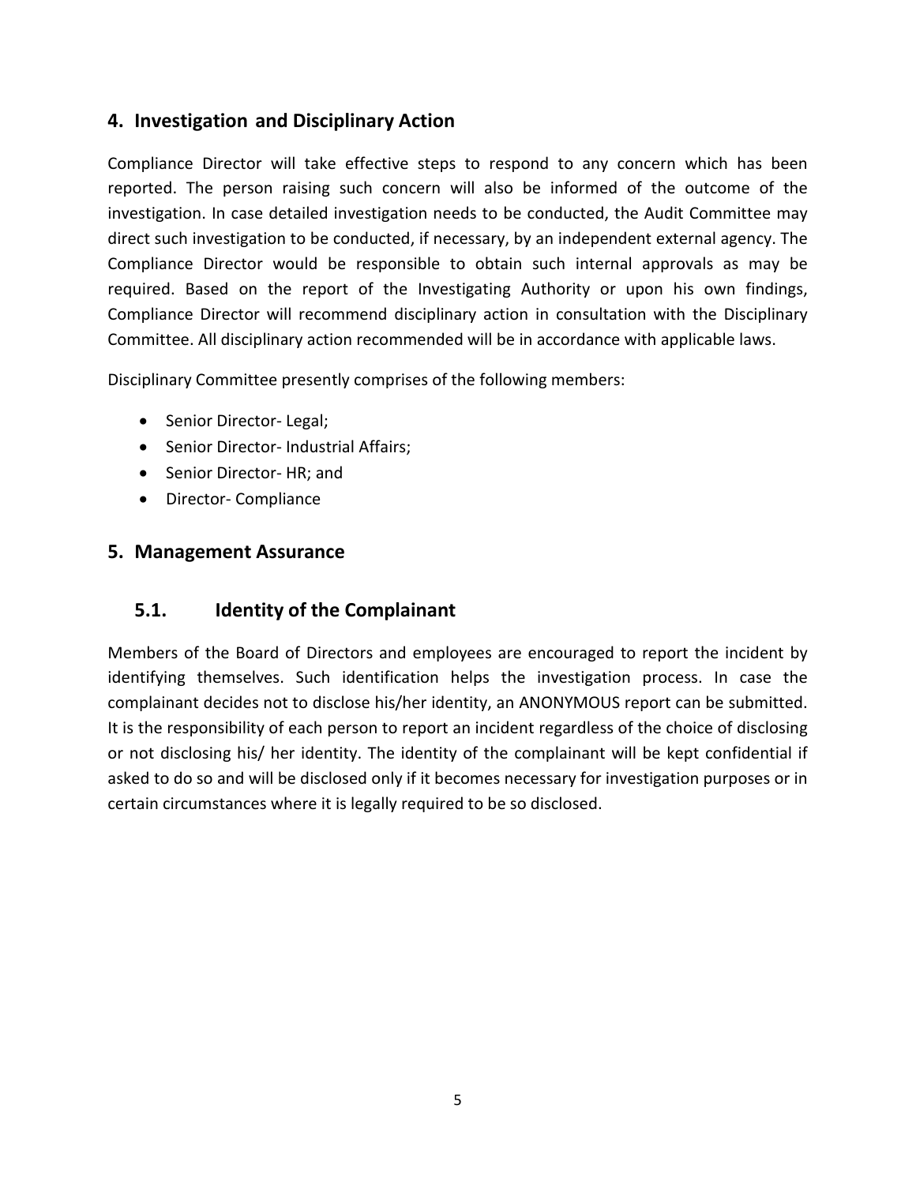## 4. Investigation and Disciplinary Action

Compliance Director will take effective steps to respond to any concern which has been reported. The person raising such concern will also be informed of the outcome of the investigation. In case detailed investigation needs to be conducted, the Audit Committee may direct such investigation to be conducted, if necessary, by an independent external agency. The Compliance Director would be responsible to obtain such internal approvals as may be required. Based on the report of the Investigating Authority or upon his own findings, Compliance Director will recommend disciplinary action in consultation with the Disciplinary Committee. All disciplinary action recommended will be in accordance with applicable laws.

Disciplinary Committee presently comprises of the following members:

- Senior Director- Legal;
- Senior Director- Industrial Affairs;
- Senior Director- HR; and
- Director- Compliance

## 5. Management Assurance

### 5.1. Identity of the Complainant

Members of the Board of Directors and employees are encouraged to report the incident by identifying themselves. Such identification helps the investigation process. In case the complainant decides not to disclose his/her identity, an ANONYMOUS report can be submitted. It is the responsibility of each person to report an incident regardless of the choice of disclosing or not disclosing his/ her identity. The identity of the complainant will be kept confidential if asked to do so and will be disclosed only if it becomes necessary for investigation purposes or in certain circumstances where it is legally required to be so disclosed.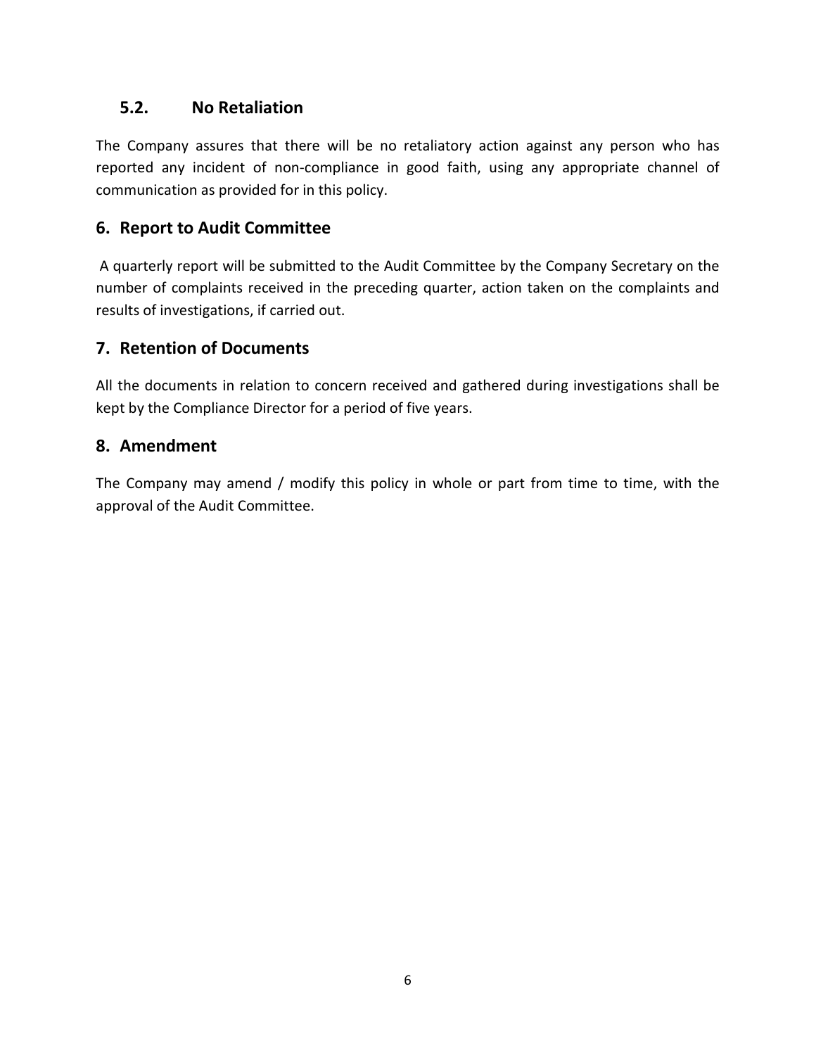### 5.2. No Retaliation

The Company assures that there will be no retaliatory action against any person who has reported any incident of non-compliance in good faith, using any appropriate channel of communication as provided for in this policy.

## 6. Report to Audit Committee

A quarterly report will be submitted to the Audit Committee by the Company Secretary on the number of complaints received in the preceding quarter, action taken on the complaints and results of investigations, if carried out.

## 7. Retention of Documents

All the documents in relation to concern received and gathered during investigations shall be kept by the Compliance Director for a period of five years.

## 8. Amendment

The Company may amend / modify this policy in whole or part from time to time, with the approval of the Audit Committee.